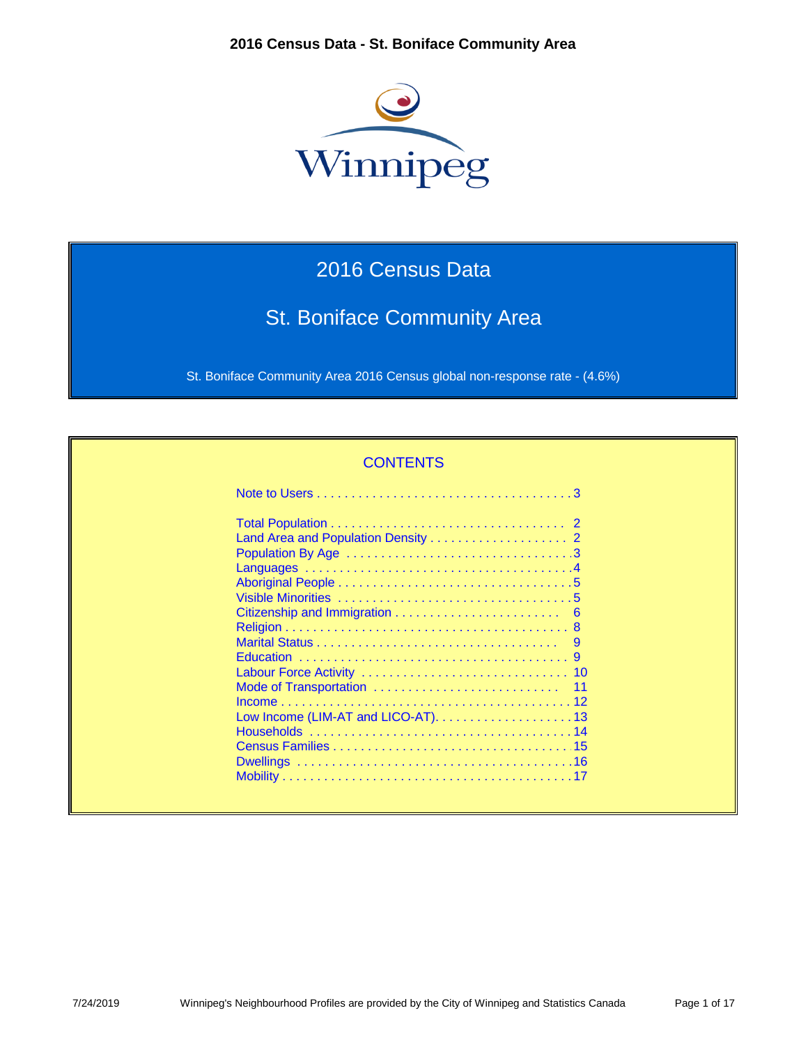# 2016 Census Data - St. Boniface Community Area

## 2016 Census Data

## St. Boniface Community Area

St. Boniface Community Area 2016 Census global non-response rate - (4.6%)

### CONTENTS

| Section | Page |
|---|---|
| Note to Users | 3 |
| Total Population | 2 |
| Land Area and Population Density | 2 |
| Population By Age | 3 |
| Languages | 4 |
| Aboriginal People | 5 |
| Visible Minorities | 5 |
| Citizenship and Immigration | 6 |
| Religion | 8 |
| Marital Status | 9 |
| Education | 9 |
| Labour Force Activity | 10 |
| Mode of Transportation | 11 |
| Income | 12 |
| Low Income (LIM-AT and LICO-AT) | 13 |
| Households | 14 |
| Census Families | 15 |
| Dwellings | 16 |
| Mobility | 17 |

7/24/2019 Winnipeg's Neighbourhood Profiles are provided by the City of Winnipeg and Statistics Canada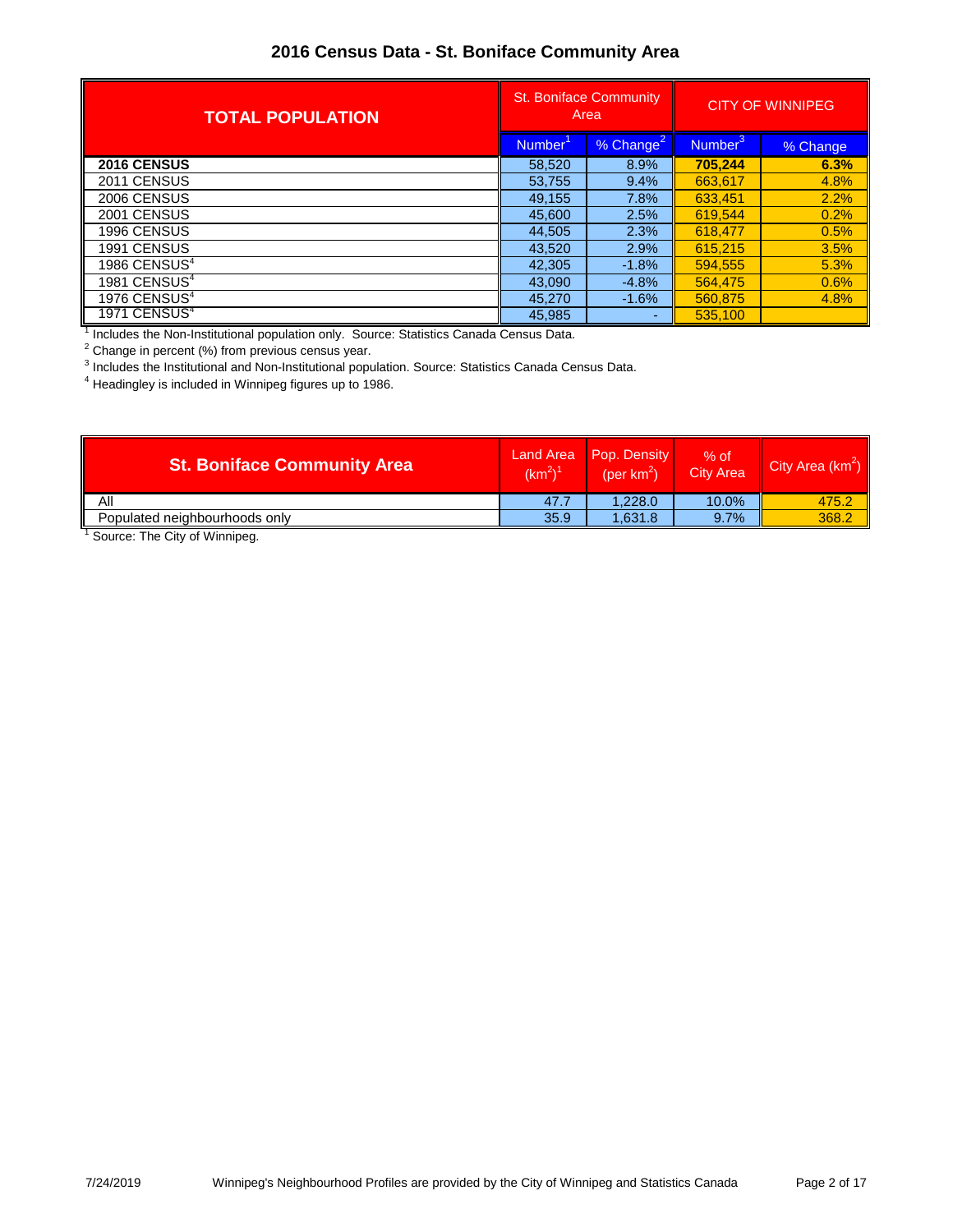# 2016 Census Data - St. Boniface Community Area

| TOTAL POPULATION | St. Boniface Community Area | | CITY OF WINNIPEG | |
|---|---|---|---|---|
| | Number[1] | % Change[2] | Number[3] | % Change |
| **2016 CENSUS** | 58,520 | 8.9% | **705,244** | **6.3%** |
| 2011 CENSUS | 53,755 | 9.4% | 663,617 | 4.8% |
| 2006 CENSUS | 49,155 | 7.8% | 633,451 | 2.2% |
| 2001 CENSUS | 45,600 | 2.5% | 619,544 | 0.2% |
| 1996 CENSUS | 44,505 | 2.3% | 618,477 | 0.5% |
| 1991 CENSUS | 43,520 | 2.9% | 615,215 | 3.5% |
| 1986 CENSUS[4] | 42,305 | -1.8% | 594,555 | 5.3% |
| 1981 CENSUS[4] | 43,090 | -4.8% | 564,475 | 0.6% |
| 1976 CENSUS[4] | 45,270 | -1.6% | 560,875 | 4.8% |
| 1971 CENSUS[4] | 45,985 | - | 535,100 | |

[1] Includes the Non-Institutional population only. Source: Statistics Canada Census Data.

[2] Change in percent (%) from previous census year.

[3] Includes the Institutional and Non-Institutional population. Source: Statistics Canada Census Data.

[4] Headingley is included in Winnipeg figures up to 1986.

| St. Boniface Community Area | Land Area ($km^2$)[1] | Pop. Density (per $km^2$) | % of City Area | City Area ($km^2$) |
|---|---|---|---|---|
| All | 47.7 | 1,228.0 | 10.0% | 475.2 |
| Populated neighbourhoods only | 35.9 | 1,631.8 | 9.7% | 368.2 |

[1] Source: The City of Winnipeg.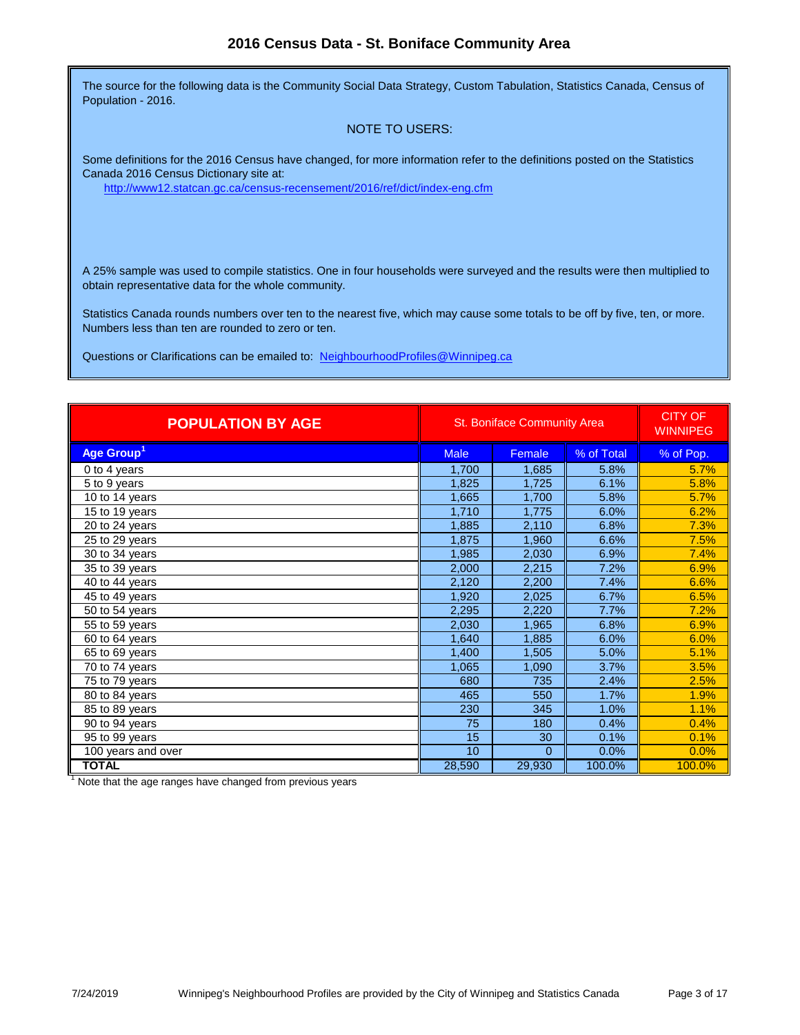# 2016 Census Data - St. Boniface Community Area

The source for the following data is the Community Social Data Strategy, Custom Tabulation, Statistics Canada, Census of Population - 2016.

NOTE TO USERS:

Some definitions for the 2016 Census have changed, for more information refer to the definitions posted on the Statistics Canada 2016 Census Dictionary site at:

http://www12.statcan.gc.ca/census-recensement/2016/ref/dict/index-eng.cfm

A 25% sample was used to compile statistics. One in four households were surveyed and the results were then multiplied to obtain representative data for the whole community.

Statistics Canada rounds numbers over ten to the nearest five, which may cause some totals to be off by five, ten, or more. Numbers less than ten are rounded to zero or ten.

Questions or Clarifications can be emailed to: NeighbourhoodProfiles@Winnipeg.ca

| POPULATION BY AGE | St. Boniface Community Area | | | CITY OF WINNIPEG |
|---|---|---|---|---|
| Age Group[1] | Male | Female | % of Total | % of Pop. |
| 0 to 4 years | 1,700 | 1,685 | 5.8% | 5.7% |
| 5 to 9 years | 1,825 | 1,725 | 6.1% | 5.8% |
| 10 to 14 years | 1,665 | 1,700 | 5.8% | 5.7% |
| 15 to 19 years | 1,710 | 1,775 | 6.0% | 6.2% |
| 20 to 24 years | 1,885 | 2,110 | 6.8% | 7.3% |
| 25 to 29 years | 1,875 | 1,960 | 6.6% | 7.5% |
| 30 to 34 years | 1,985 | 2,030 | 6.9% | 7.4% |
| 35 to 39 years | 2,000 | 2,215 | 7.2% | 6.9% |
| 40 to 44 years | 2,120 | 2,200 | 7.4% | 6.6% |
| 45 to 49 years | 1,920 | 2,025 | 6.7% | 6.5% |
| 50 to 54 years | 2,295 | 2,220 | 7.7% | 7.2% |
| 55 to 59 years | 2,030 | 1,965 | 6.8% | 6.9% |
| 60 to 64 years | 1,640 | 1,885 | 6.0% | 6.0% |
| 65 to 69 years | 1,400 | 1,505 | 5.0% | 5.1% |
| 70 to 74 years | 1,065 | 1,090 | 3.7% | 3.5% |
| 75 to 79 years | 680 | 735 | 2.4% | 2.5% |
| 80 to 84 years | 465 | 550 | 1.7% | 1.9% |
| 85 to 89 years | 230 | 345 | 1.0% | 1.1% |
| 90 to 94 years | 75 | 180 | 0.4% | 0.4% |
| 95 to 99 years | 15 | 30 | 0.1% | 0.1% |
| 100 years and over | 10 | 0 | 0.0% | 0.0% |
| **TOTAL** | 28,590 | 29,930 | 100.0% | 100.0% |

[1] Note that the age ranges have changed from previous years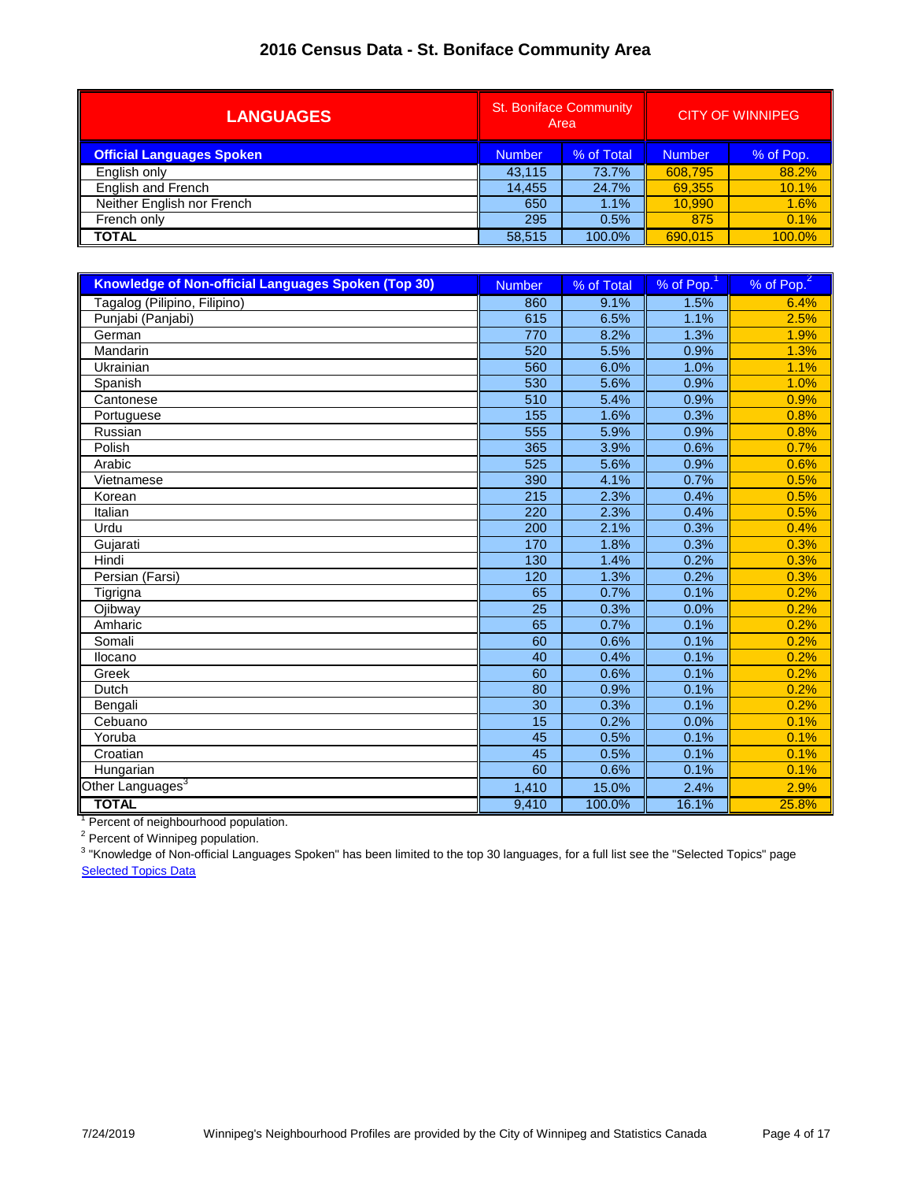# 2016 Census Data - St. Boniface Community Area

| LANGUAGES | St. Boniface Community Area | | CITY OF WINNIPEG | |
|---|---|---|---|---|
| **Official Languages Spoken** | Number | % of Total | Number | % of Pop. |
| English only | 43,115 | 73.7% | 608,795 | 88.2% |
| English and French | 14,455 | 24.7% | 69,355 | 10.1% |
| Neither English nor French | 650 | 1.1% | 10,990 | 1.6% |
| French only | 295 | 0.5% | 875 | 0.1% |
| **TOTAL** | 58,515 | 100.0% | 690,015 | 100.0% |

| **Knowledge of Non-official Languages Spoken (Top 30)** | Number | % of Total | % of Pop.[1] | % of Pop.[2] |
|---|---|---|---|---|
| Tagalog (Pilipino, Filipino) | 860 | 9.1% | 1.5% | 6.4% |
| Punjabi (Panjabi) | 615 | 6.5% | 1.1% | 2.5% |
| German | 770 | 8.2% | 1.3% | 1.9% |
| Mandarin | 520 | 5.5% | 0.9% | 1.3% |
| Ukrainian | 560 | 6.0% | 1.0% | 1.1% |
| Spanish | 530 | 5.6% | 0.9% | 1.0% |
| Cantonese | 510 | 5.4% | 0.9% | 0.9% |
| Portuguese | 155 | 1.6% | 0.3% | 0.8% |
| Russian | 555 | 5.9% | 0.9% | 0.8% |
| Polish | 365 | 3.9% | 0.6% | 0.7% |
| Arabic | 525 | 5.6% | 0.9% | 0.6% |
| Vietnamese | 390 | 4.1% | 0.7% | 0.5% |
| Korean | 215 | 2.3% | 0.4% | 0.5% |
| Italian | 220 | 2.3% | 0.4% | 0.5% |
| Urdu | 200 | 2.1% | 0.3% | 0.4% |
| Gujarati | 170 | 1.8% | 0.3% | 0.3% |
| Hindi | 130 | 1.4% | 0.2% | 0.3% |
| Persian (Farsi) | 120 | 1.3% | 0.2% | 0.3% |
| Tigrigna | 65 | 0.7% | 0.1% | 0.2% |
| Ojibway | 25 | 0.3% | 0.0% | 0.2% |
| Amharic | 65 | 0.7% | 0.1% | 0.2% |
| Somali | 60 | 0.6% | 0.1% | 0.2% |
| Ilocano | 40 | 0.4% | 0.1% | 0.2% |
| Greek | 60 | 0.6% | 0.1% | 0.2% |
| Dutch | 80 | 0.9% | 0.1% | 0.2% |
| Bengali | 30 | 0.3% | 0.1% | 0.2% |
| Cebuano | 15 | 0.2% | 0.0% | 0.1% |
| Yoruba | 45 | 0.5% | 0.1% | 0.1% |
| Croatian | 45 | 0.5% | 0.1% | 0.1% |
| Hungarian | 60 | 0.6% | 0.1% | 0.1% |
| Other Languages[3] | 1,410 | 15.0% | 2.4% | 2.9% |
| **TOTAL** | 9,410 | 100.0% | 16.1% | 25.8% |

[1] Percent of neighbourhood population.

[2] Percent of Winnipeg population.

[3] "Knowledge of Non-official Languages Spoken" has been limited to the top 30 languages, for a full list see the "Selected Topics" page

Selected Topics Data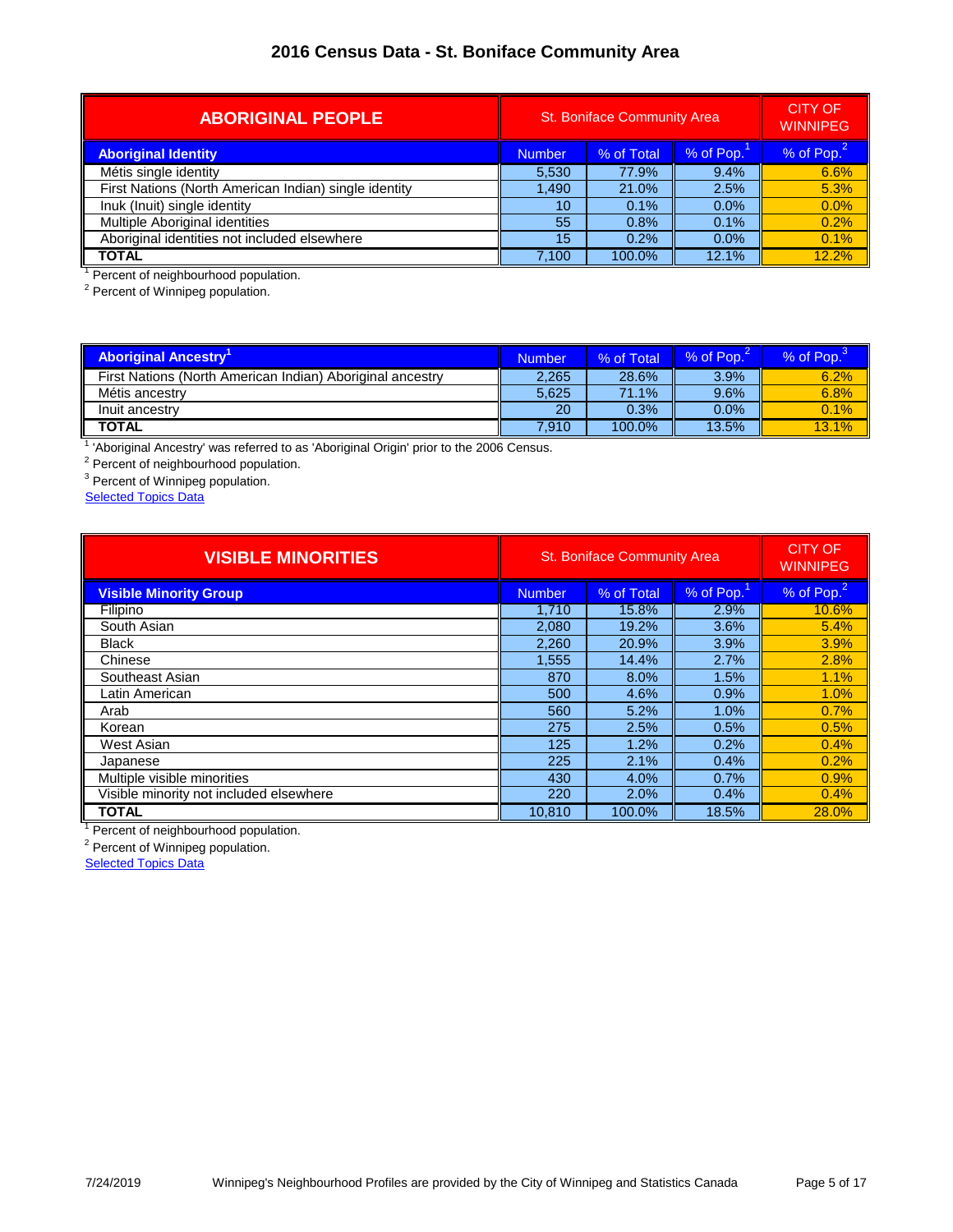# 2016 Census Data - St. Boniface Community Area

| ABORIGINAL PEOPLE | St. Boniface Community Area | | | CITY OF WINNIPEG |
|---|---|---|---|---|
| **Aboriginal Identity** | Number | % of Total | % of Pop.[1] | % of Pop.[2] |
| Métis single identity | 5,530 | 77.9% | 9.4% | 6.6% |
| First Nations (North American Indian) single identity | 1,490 | 21.0% | 2.5% | 5.3% |
| Inuk (Inuit) single identity | 10 | 0.1% | 0.0% | 0.0% |
| Multiple Aboriginal identities | 55 | 0.8% | 0.1% | 0.2% |
| Aboriginal identities not included elsewhere | 15 | 0.2% | 0.0% | 0.1% |
| **TOTAL** | 7,100 | 100.0% | 12.1% | 12.2% |

[1] Percent of neighbourhood population.

[2] Percent of Winnipeg population.

| Aboriginal Ancestry[1] | Number | % of Total | % of Pop.[2] | % of Pop.[3] |
|---|---|---|---|---|
| First Nations (North American Indian) Aboriginal ancestry | 2,265 | 28.6% | 3.9% | 6.2% |
| Métis ancestry | 5,625 | 71.1% | 9.6% | 6.8% |
| Inuit ancestry | 20 | 0.3% | 0.0% | 0.1% |
| **TOTAL** | 7,910 | 100.0% | 13.5% | 13.1% |

[1] 'Aboriginal Ancestry' was referred to as 'Aboriginal Origin' prior to the 2006 Census.

[2] Percent of neighbourhood population.

[3] Percent of Winnipeg population.

Selected Topics Data

| VISIBLE MINORITIES | St. Boniface Community Area | | | CITY OF WINNIPEG |
|---|---|---|---|---|
| **Visible Minority Group** | Number | % of Total | % of Pop.[1] | % of Pop.[2] |
| Filipino | 1,710 | 15.8% | 2.9% | 10.6% |
| South Asian | 2,080 | 19.2% | 3.6% | 5.4% |
| Black | 2,260 | 20.9% | 3.9% | 3.9% |
| Chinese | 1,555 | 14.4% | 2.7% | 2.8% |
| Southeast Asian | 870 | 8.0% | 1.5% | 1.1% |
| Latin American | 500 | 4.6% | 0.9% | 1.0% |
| Arab | 560 | 5.2% | 1.0% | 0.7% |
| Korean | 275 | 2.5% | 0.5% | 0.5% |
| West Asian | 125 | 1.2% | 0.2% | 0.4% |
| Japanese | 225 | 2.1% | 0.4% | 0.2% |
| Multiple visible minorities | 430 | 4.0% | 0.7% | 0.9% |
| Visible minority not included elsewhere | 220 | 2.0% | 0.4% | 0.4% |
| **TOTAL** | 10,810 | 100.0% | 18.5% | 28.0% |

[1] Percent of neighbourhood population.

[2] Percent of Winnipeg population.

Selected Topics Data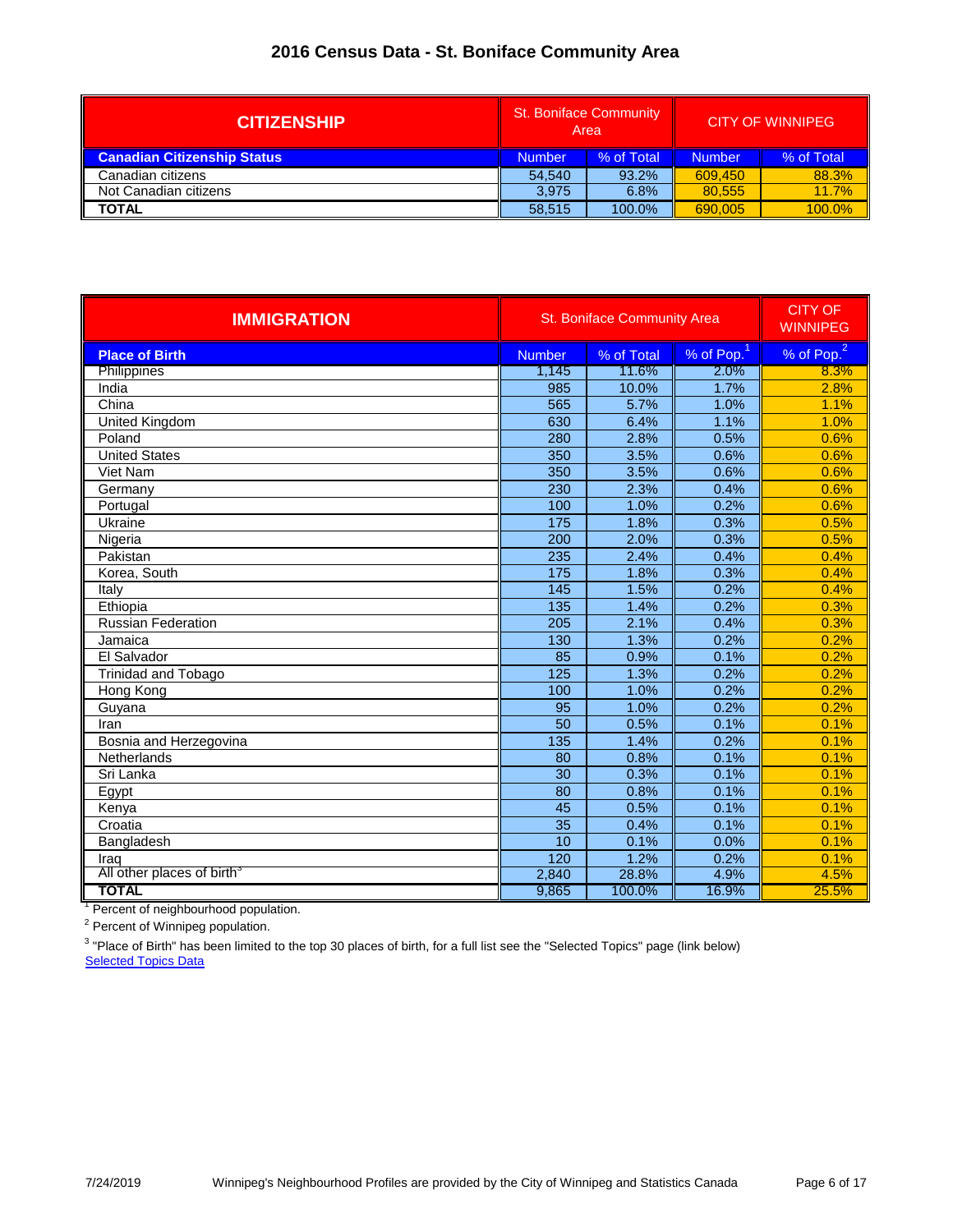# 2016 Census Data - St. Boniface Community Area

| CITIZENSHIP | St. Boniface Community Area | | CITY OF WINNIPEG | |
|---|---|---|---|---|
| **Canadian Citizenship Status** | Number | % of Total | Number | % of Total |
| Canadian citizens | 54,540 | 93.2% | 609,450 | 88.3% |
| Not Canadian citizens | 3,975 | 6.8% | 80,555 | 11.7% |
| **TOTAL** | 58,515 | 100.0% | 690,005 | 100.0% |

| IMMIGRATION | St. Boniface Community Area | | | CITY OF WINNIPEG |
|---|---|---|---|---|
| **Place of Birth** | Number | % of Total | % of Pop.[1] | % of Pop.[2] |
| Philippines | 1,145 | 11.6% | 2.0% | 8.3% |
| India | 985 | 10.0% | 1.7% | 2.8% |
| China | 565 | 5.7% | 1.0% | 1.1% |
| United Kingdom | 630 | 6.4% | 1.1% | 1.0% |
| Poland | 280 | 2.8% | 0.5% | 0.6% |
| United States | 350 | 3.5% | 0.6% | 0.6% |
| Viet Nam | 350 | 3.5% | 0.6% | 0.6% |
| Germany | 230 | 2.3% | 0.4% | 0.6% |
| Portugal | 100 | 1.0% | 0.2% | 0.6% |
| Ukraine | 175 | 1.8% | 0.3% | 0.5% |
| Nigeria | 200 | 2.0% | 0.3% | 0.5% |
| Pakistan | 235 | 2.4% | 0.4% | 0.4% |
| Korea, South | 175 | 1.8% | 0.3% | 0.4% |
| Italy | 145 | 1.5% | 0.2% | 0.4% |
| Ethiopia | 135 | 1.4% | 0.2% | 0.3% |
| Russian Federation | 205 | 2.1% | 0.4% | 0.3% |
| Jamaica | 130 | 1.3% | 0.2% | 0.2% |
| El Salvador | 85 | 0.9% | 0.1% | 0.2% |
| Trinidad and Tobago | 125 | 1.3% | 0.2% | 0.2% |
| Hong Kong | 100 | 1.0% | 0.2% | 0.2% |
| Guyana | 95 | 1.0% | 0.2% | 0.2% |
| Iran | 50 | 0.5% | 0.1% | 0.1% |
| Bosnia and Herzegovina | 135 | 1.4% | 0.2% | 0.1% |
| Netherlands | 80 | 0.8% | 0.1% | 0.1% |
| Sri Lanka | 30 | 0.3% | 0.1% | 0.1% |
| Egypt | 80 | 0.8% | 0.1% | 0.1% |
| Kenya | 45 | 0.5% | 0.1% | 0.1% |
| Croatia | 35 | 0.4% | 0.1% | 0.1% |
| Bangladesh | 10 | 0.1% | 0.0% | 0.1% |
| Iraq | 120 | 1.2% | 0.2% | 0.1% |
| All other places of birth[3] | 2,840 | 28.8% | 4.9% | 4.5% |
| **TOTAL** | 9,865 | 100.0% | 16.9% | 25.5% |

[1] Percent of neighbourhood population.

[2] Percent of Winnipeg population.

[3] "Place of Birth" has been limited to the top 30 places of birth, for a full list see the "Selected Topics" page (link below)

Selected Topics Data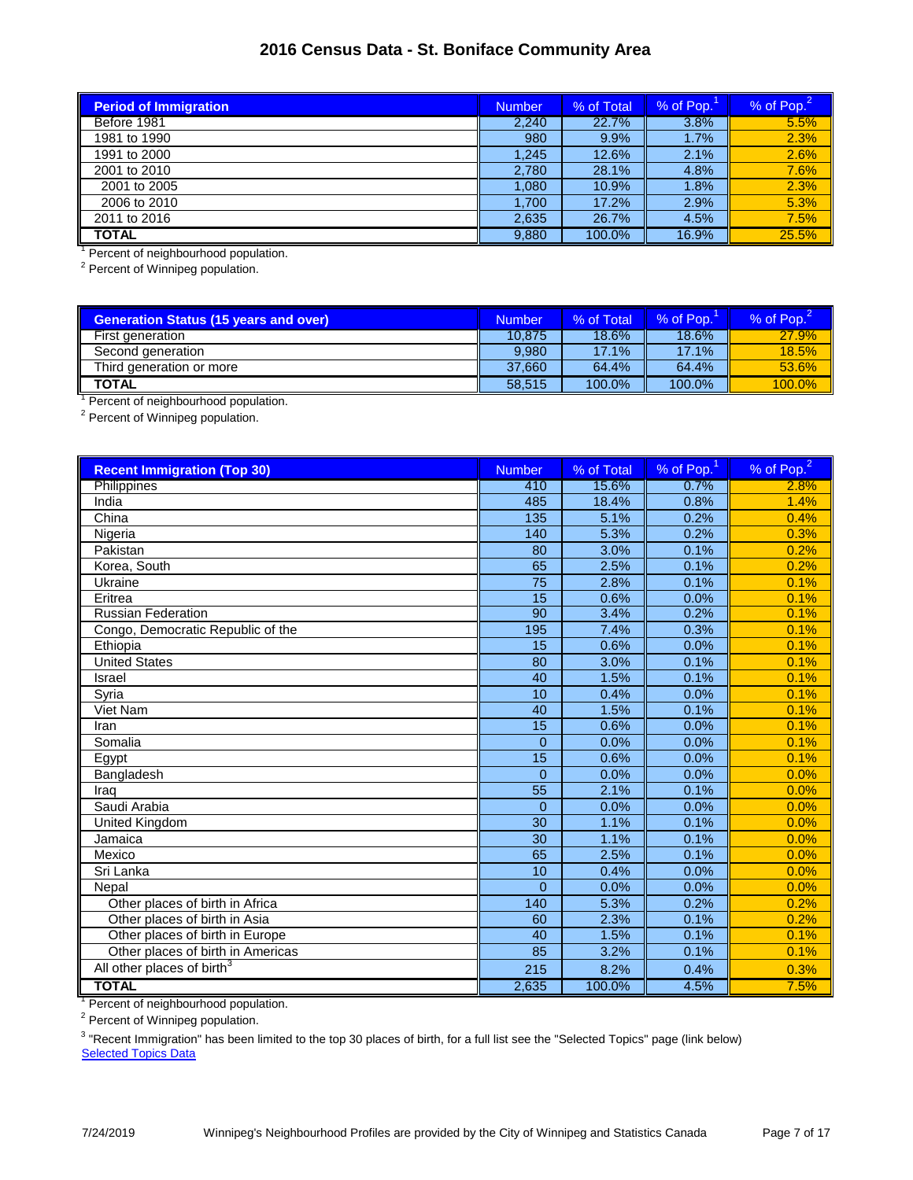# 2016 Census Data - St. Boniface Community Area

| Period of Immigration | Number | % of Total | % of Pop.[1] | % of Pop.[2] |
|---|---|---|---|---|
| Before 1981 | 2,240 | 22.7% | 3.8% | 5.5% |
| 1981 to 1990 | 980 | 9.9% | 1.7% | 2.3% |
| 1991 to 2000 | 1,245 | 12.6% | 2.1% | 2.6% |
| 2001 to 2010 | 2,780 | 28.1% | 4.8% | 7.6% |
| 2001 to 2005 | 1,080 | 10.9% | 1.8% | 2.3% |
| 2006 to 2010 | 1,700 | 17.2% | 2.9% | 5.3% |
| 2011 to 2016 | 2,635 | 26.7% | 4.5% | 7.5% |
| **TOTAL** | 9,880 | 100.0% | 16.9% | 25.5% |

[1] Percent of neighbourhood population.
[2] Percent of Winnipeg population.

| Generation Status (15 years and over) | Number | % of Total | % of Pop.[1] | % of Pop.[2] |
|---|---|---|---|---|
| First generation | 10,875 | 18.6% | 18.6% | 27.9% |
| Second generation | 9,980 | 17.1% | 17.1% | 18.5% |
| Third generation or more | 37,660 | 64.4% | 64.4% | 53.6% |
| **TOTAL** | 58,515 | 100.0% | 100.0% | 100.0% |

[1] Percent of neighbourhood population.
[2] Percent of Winnipeg population.

| Recent Immigration (Top 30) | Number | % of Total | % of Pop.[1] | % of Pop.[2] |
|---|---|---|---|---|
| Philippines | 410 | 15.6% | 0.7% | 2.8% |
| India | 485 | 18.4% | 0.8% | 1.4% |
| China | 135 | 5.1% | 0.2% | 0.4% |
| Nigeria | 140 | 5.3% | 0.2% | 0.3% |
| Pakistan | 80 | 3.0% | 0.1% | 0.2% |
| Korea, South | 65 | 2.5% | 0.1% | 0.2% |
| Ukraine | 75 | 2.8% | 0.1% | 0.1% |
| Eritrea | 15 | 0.6% | 0.0% | 0.1% |
| Russian Federation | 90 | 3.4% | 0.2% | 0.1% |
| Congo, Democratic Republic of the | 195 | 7.4% | 0.3% | 0.1% |
| Ethiopia | 15 | 0.6% | 0.0% | 0.1% |
| United States | 80 | 3.0% | 0.1% | 0.1% |
| Israel | 40 | 1.5% | 0.1% | 0.1% |
| Syria | 10 | 0.4% | 0.0% | 0.1% |
| Viet Nam | 40 | 1.5% | 0.1% | 0.1% |
| Iran | 15 | 0.6% | 0.0% | 0.1% |
| Somalia | 0 | 0.0% | 0.0% | 0.1% |
| Egypt | 15 | 0.6% | 0.0% | 0.1% |
| Bangladesh | 0 | 0.0% | 0.0% | 0.0% |
| Iraq | 55 | 2.1% | 0.1% | 0.0% |
| Saudi Arabia | 0 | 0.0% | 0.0% | 0.0% |
| United Kingdom | 30 | 1.1% | 0.1% | 0.0% |
| Jamaica | 30 | 1.1% | 0.1% | 0.0% |
| Mexico | 65 | 2.5% | 0.1% | 0.0% |
| Sri Lanka | 10 | 0.4% | 0.0% | 0.0% |
| Nepal | 0 | 0.0% | 0.0% | 0.0% |
| Other places of birth in Africa | 140 | 5.3% | 0.2% | 0.2% |
| Other places of birth in Asia | 60 | 2.3% | 0.1% | 0.2% |
| Other places of birth in Europe | 40 | 1.5% | 0.1% | 0.1% |
| Other places of birth in Americas | 85 | 3.2% | 0.1% | 0.1% |
| All other places of birth[3] | 215 | 8.2% | 0.4% | 0.3% |
| **TOTAL** | 2,635 | 100.0% | 4.5% | 7.5% |

[1] Percent of neighbourhood population.
[2] Percent of Winnipeg population.
[3] "Recent Immigration" has been limited to the top 30 places of birth, for a full list see the "Selected Topics" page (link below)
Selected Topics Data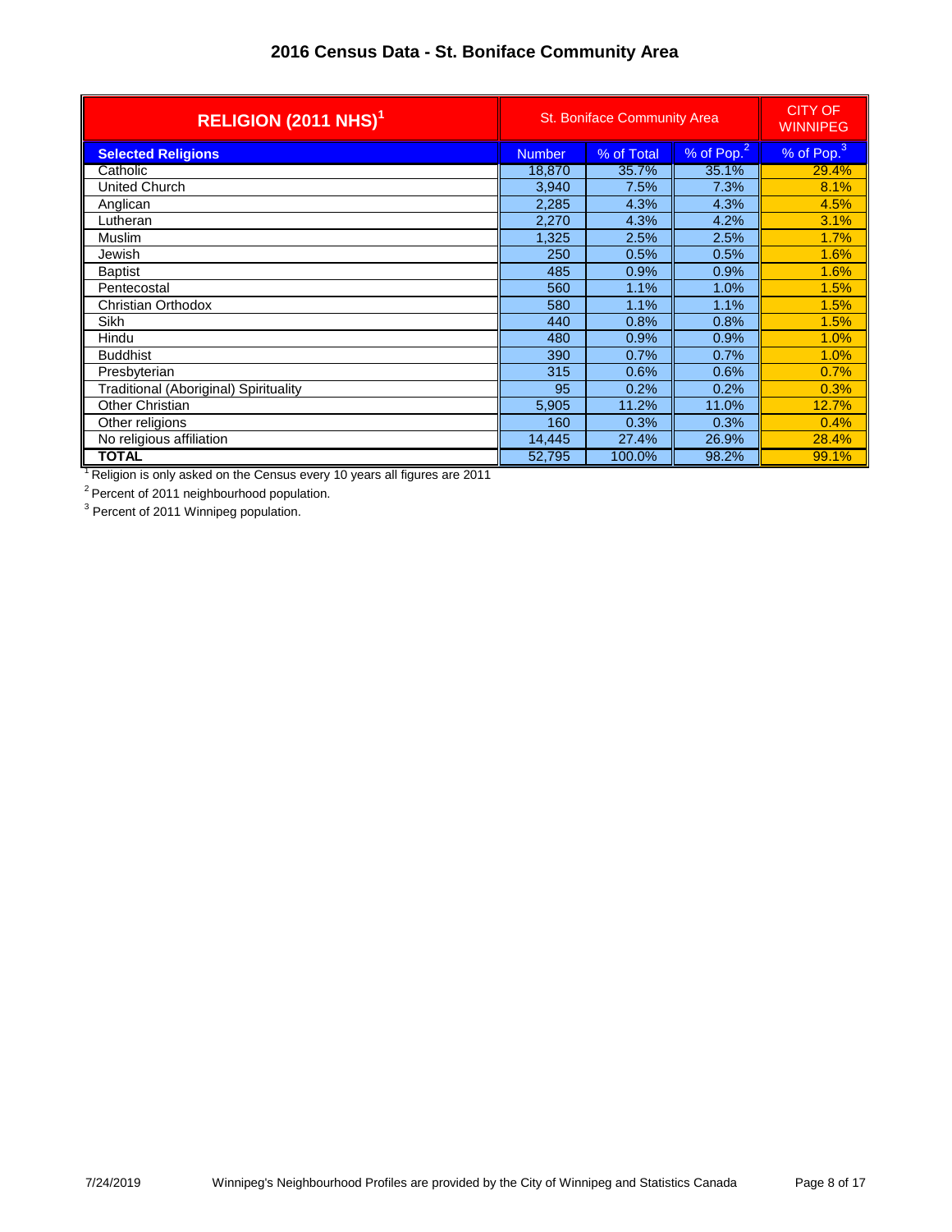# 2016 Census Data - St. Boniface Community Area

| RELIGION (2011 NHS)[1] | St. Boniface Community Area | | | CITY OF WINNIPEG |
|---|---|---|---|---|
| **Selected Religions** | Number | % of Total | % of Pop.[2] | % of Pop.[3] |
| Catholic | 18,870 | 35.7% | 35.1% | 29.4% |
| United Church | 3,940 | 7.5% | 7.3% | 8.1% |
| Anglican | 2,285 | 4.3% | 4.3% | 4.5% |
| Lutheran | 2,270 | 4.3% | 4.2% | 3.1% |
| Muslim | 1,325 | 2.5% | 2.5% | 1.7% |
| Jewish | 250 | 0.5% | 0.5% | 1.6% |
| Baptist | 485 | 0.9% | 0.9% | 1.6% |
| Pentecostal | 560 | 1.1% | 1.0% | 1.5% |
| Christian Orthodox | 580 | 1.1% | 1.1% | 1.5% |
| Sikh | 440 | 0.8% | 0.8% | 1.5% |
| Hindu | 480 | 0.9% | 0.9% | 1.0% |
| Buddhist | 390 | 0.7% | 0.7% | 1.0% |
| Presbyterian | 315 | 0.6% | 0.6% | 0.7% |
| Traditional (Aboriginal) Spirituality | 95 | 0.2% | 0.2% | 0.3% |
| Other Christian | 5,905 | 11.2% | 11.0% | 12.7% |
| Other religions | 160 | 0.3% | 0.3% | 0.4% |
| No religious affiliation | 14,445 | 27.4% | 26.9% | 28.4% |
| **TOTAL** | 52,795 | 100.0% | 98.2% | 99.1% |

[1] Religion is only asked on the Census every 10 years all figures are 2011

[2] Percent of 2011 neighbourhood population.

[3] Percent of 2011 Winnipeg population.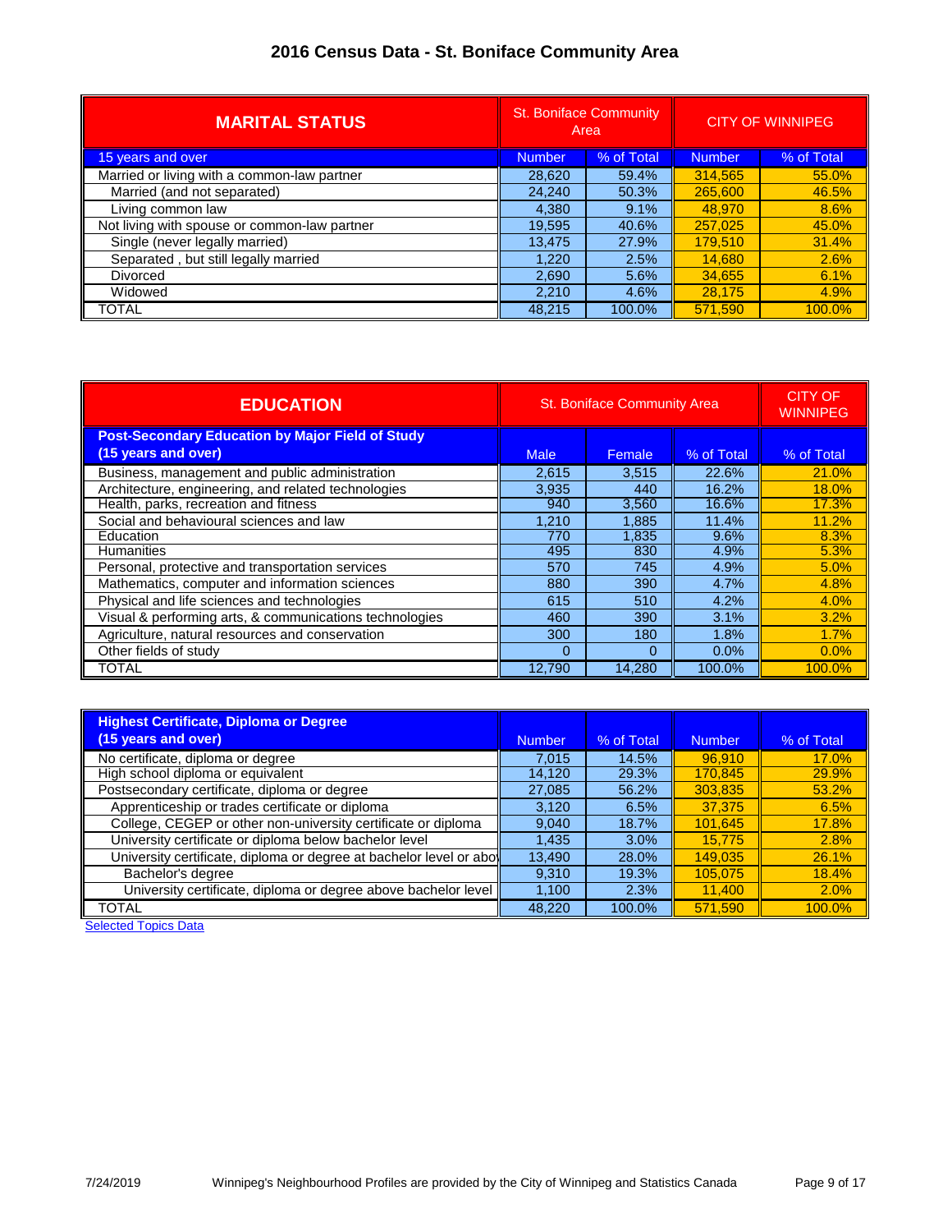# 2016 Census Data - St. Boniface Community Area

| MARITAL STATUS | St. Boniface Community Area | | CITY OF WINNIPEG | |
|---|---|---|---|---|
| 15 years and over | Number | % of Total | Number | % of Total |
| Married or living with a common-law partner | 28,620 | 59.4% | 314,565 | 55.0% |
| Married (and not separated) | 24,240 | 50.3% | 265,600 | 46.5% |
| Living common law | 4,380 | 9.1% | 48,970 | 8.6% |
| Not living with spouse or common-law partner | 19,595 | 40.6% | 257,025 | 45.0% |
| Single (never legally married) | 13,475 | 27.9% | 179,510 | 31.4% |
| Separated , but still legally married | 1,220 | 2.5% | 14,680 | 2.6% |
| Divorced | 2,690 | 5.6% | 34,655 | 6.1% |
| Widowed | 2,210 | 4.6% | 28,175 | 4.9% |
| TOTAL | 48,215 | 100.0% | 571,590 | 100.0% |

| EDUCATION | St. Boniface Community Area | | | CITY OF WINNIPEG |
|---|---|---|---|---|
| **Post-Secondary Education by Major Field of Study (15 years and over)** | Male | Female | % of Total | % of Total |
| Business, management and public administration | 2,615 | 3,515 | 22.6% | 21.0% |
| Architecture, engineering, and related technologies | 3,935 | 440 | 16.2% | 18.0% |
| Health, parks, recreation and fitness | 940 | 3,560 | 16.6% | 17.3% |
| Social and behavioural sciences and law | 1,210 | 1,885 | 11.4% | 11.2% |
| Education | 770 | 1,835 | 9.6% | 8.3% |
| Humanities | 495 | 830 | 4.9% | 5.3% |
| Personal, protective and transportation services | 570 | 745 | 4.9% | 5.0% |
| Mathematics, computer and information sciences | 880 | 390 | 4.7% | 4.8% |
| Physical and life sciences and technologies | 615 | 510 | 4.2% | 4.0% |
| Visual & performing arts, & communications technologies | 460 | 390 | 3.1% | 3.2% |
| Agriculture, natural resources and conservation | 300 | 180 | 1.8% | 1.7% |
| Other fields of study | 0 | 0 | 0.0% | 0.0% |
| TOTAL | 12,790 | 14,280 | 100.0% | 100.0% |

| **Highest Certificate, Diploma or Degree (15 years and over)** | Number | % of Total | Number | % of Total |
|---|---|---|---|---|
| No certificate, diploma or degree | 7,015 | 14.5% | 96,910 | 17.0% |
| High school diploma or equivalent | 14,120 | 29.3% | 170,845 | 29.9% |
| Postsecondary certificate, diploma or degree | 27,085 | 56.2% | 303,835 | 53.2% |
| Apprenticeship or trades certificate or diploma | 3,120 | 6.5% | 37,375 | 6.5% |
| College, CEGEP or other non-university certificate or diploma | 9,040 | 18.7% | 101,645 | 17.8% |
| University certificate or diploma below bachelor level | 1,435 | 3.0% | 15,775 | 2.8% |
| University certificate, diploma or degree at bachelor level or abo | 13,490 | 28.0% | 149,035 | 26.1% |
| Bachelor's degree | 9,310 | 19.3% | 105,075 | 18.4% |
| University certificate, diploma or degree above bachelor level | 1,100 | 2.3% | 11,400 | 2.0% |
| TOTAL | 48,220 | 100.0% | 571,590 | 100.0% |

Selected Topics Data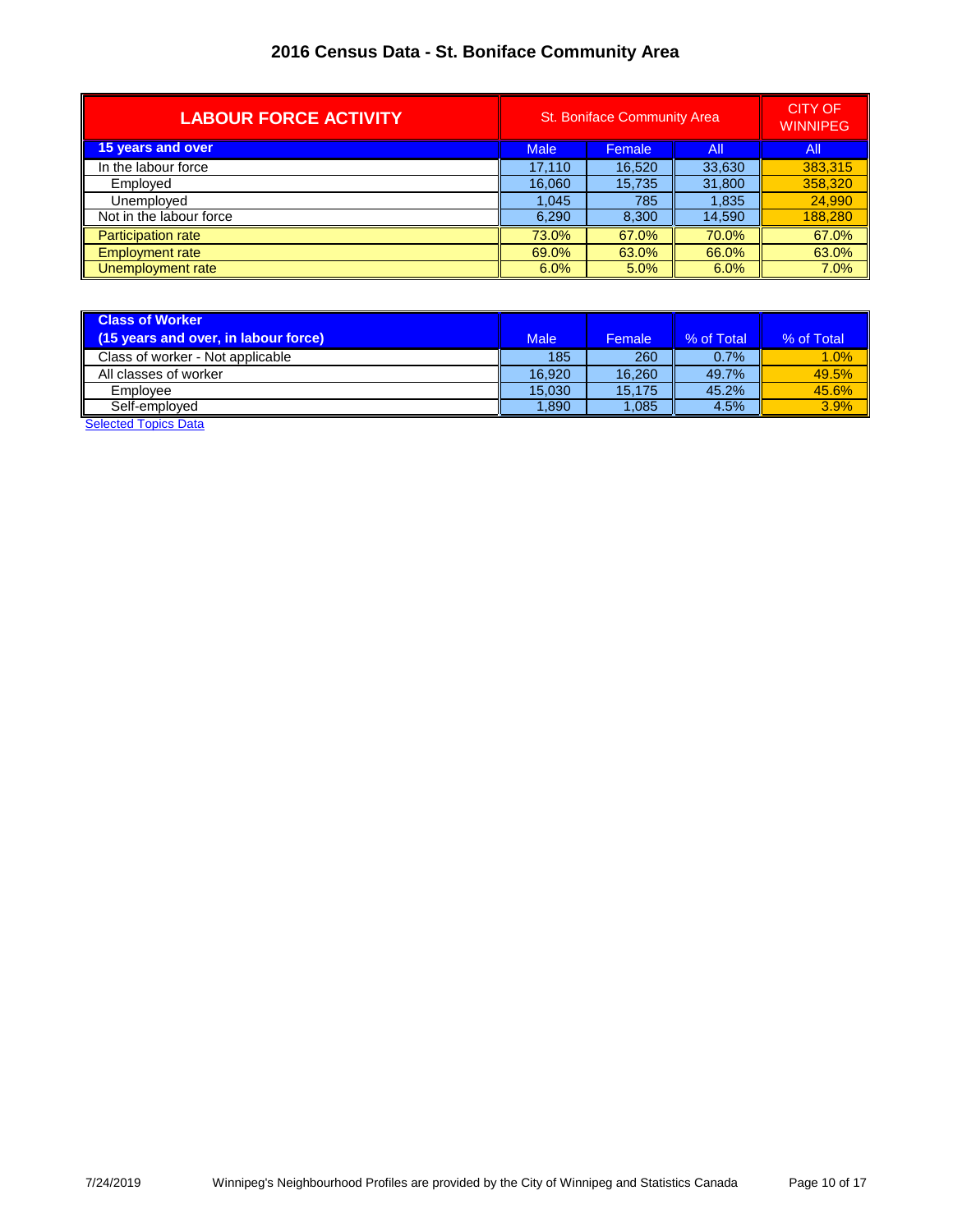# 2016 Census Data - St. Boniface Community Area

| LABOUR FORCE ACTIVITY | St. Boniface Community Area | | | CITY OF WINNIPEG |
|---|---|---|---|---|
| 15 years and over | Male | Female | All | All |
| In the labour force | 17,110 | 16,520 | 33,630 | 383,315 |
| Employed | 16,060 | 15,735 | 31,800 | 358,320 |
| Unemployed | 1,045 | 785 | 1,835 | 24,990 |
| Not in the labour force | 6,290 | 8,300 | 14,590 | 188,280 |
| Participation rate | 73.0% | 67.0% | 70.0% | 67.0% |
| Employment rate | 69.0% | 63.0% | 66.0% | 63.0% |
| Unemployment rate | 6.0% | 5.0% | 6.0% | 7.0% |

| Class of Worker (15 years and over, in labour force) | Male | Female | % of Total | % of Total |
|---|---|---|---|---|
| Class of worker - Not applicable | 185 | 260 | 0.7% | 1.0% |
| All classes of worker | 16,920 | 16,260 | 49.7% | 49.5% |
| Employee | 15,030 | 15,175 | 45.2% | 45.6% |
| Self-employed | 1,890 | 1,085 | 4.5% | 3.9% |

Selected Topics Data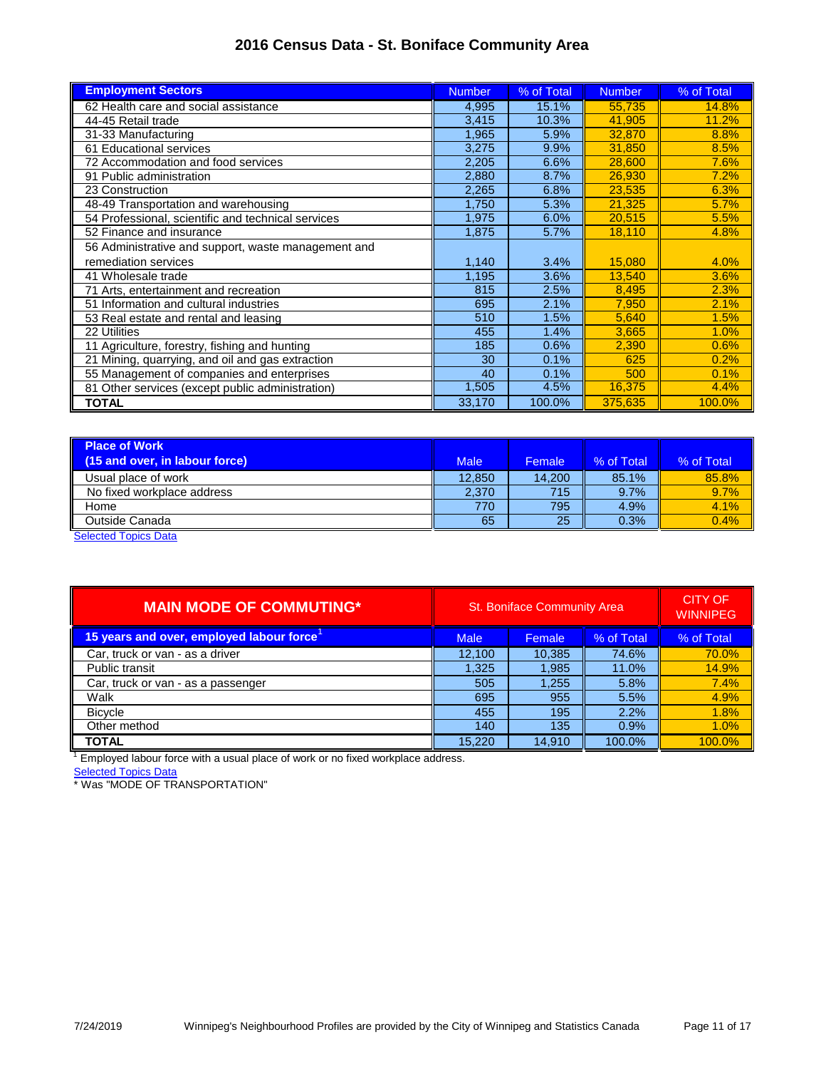# 2016 Census Data - St. Boniface Community Area

| Employment Sectors | Number | % of Total | Number | % of Total |
|---|---|---|---|---|
| 62 Health care and social assistance | 4,995 | 15.1% | 55,735 | 14.8% |
| 44-45 Retail trade | 3,415 | 10.3% | 41,905 | 11.2% |
| 31-33 Manufacturing | 1,965 | 5.9% | 32,870 | 8.8% |
| 61 Educational services | 3,275 | 9.9% | 31,850 | 8.5% |
| 72 Accommodation and food services | 2,205 | 6.6% | 28,600 | 7.6% |
| 91 Public administration | 2,880 | 8.7% | 26,930 | 7.2% |
| 23 Construction | 2,265 | 6.8% | 23,535 | 6.3% |
| 48-49 Transportation and warehousing | 1,750 | 5.3% | 21,325 | 5.7% |
| 54 Professional, scientific and technical services | 1,975 | 6.0% | 20,515 | 5.5% |
| 52 Finance and insurance | 1,875 | 5.7% | 18,110 | 4.8% |
| 56 Administrative and support, waste management and remediation services | 1,140 | 3.4% | 15,080 | 4.0% |
| 41 Wholesale trade | 1,195 | 3.6% | 13,540 | 3.6% |
| 71 Arts, entertainment and recreation | 815 | 2.5% | 8,495 | 2.3% |
| 51 Information and cultural industries | 695 | 2.1% | 7,950 | 2.1% |
| 53 Real estate and rental and leasing | 510 | 1.5% | 5,640 | 1.5% |
| 22 Utilities | 455 | 1.4% | 3,665 | 1.0% |
| 11 Agriculture, forestry, fishing and hunting | 185 | 0.6% | 2,390 | 0.6% |
| 21 Mining, quarrying, and oil and gas extraction | 30 | 0.1% | 625 | 0.2% |
| 55 Management of companies and enterprises | 40 | 0.1% | 500 | 0.1% |
| 81 Other services (except public administration) | 1,505 | 4.5% | 16,375 | 4.4% |
| **TOTAL** | 33,170 | 100.0% | 375,635 | 100.0% |

| Place of Work (15 and over, in labour force) | Male | Female | % of Total | % of Total |
|---|---|---|---|---|
| Usual place of work | 12,850 | 14,200 | 85.1% | 85.8% |
| No fixed workplace address | 2,370 | 715 | 9.7% | 9.7% |
| Home | 770 | 795 | 4.9% | 4.1% |
| Outside Canada | 65 | 25 | 0.3% | 0.4% |

Selected Topics Data

| MAIN MODE OF COMMUTING* | St. Boniface Community Area | | | CITY OF WINNIPEG |
|---|---|---|---|---|
| 15 years and over, employed labour force[1] | Male | Female | % of Total | % of Total |
| Car, truck or van - as a driver | 12,100 | 10,385 | 74.6% | 70.0% |
| Public transit | 1,325 | 1,985 | 11.0% | 14.9% |
| Car, truck or van - as a passenger | 505 | 1,255 | 5.8% | 7.4% |
| Walk | 695 | 955 | 5.5% | 4.9% |
| Bicycle | 455 | 195 | 2.2% | 1.8% |
| Other method | 140 | 135 | 0.9% | 1.0% |
| **TOTAL** | 15,220 | 14,910 | 100.0% | 100.0% |

[1] Employed labour force with a usual place of work or no fixed workplace address.

Selected Topics Data

* Was "MODE OF TRANSPORTATION"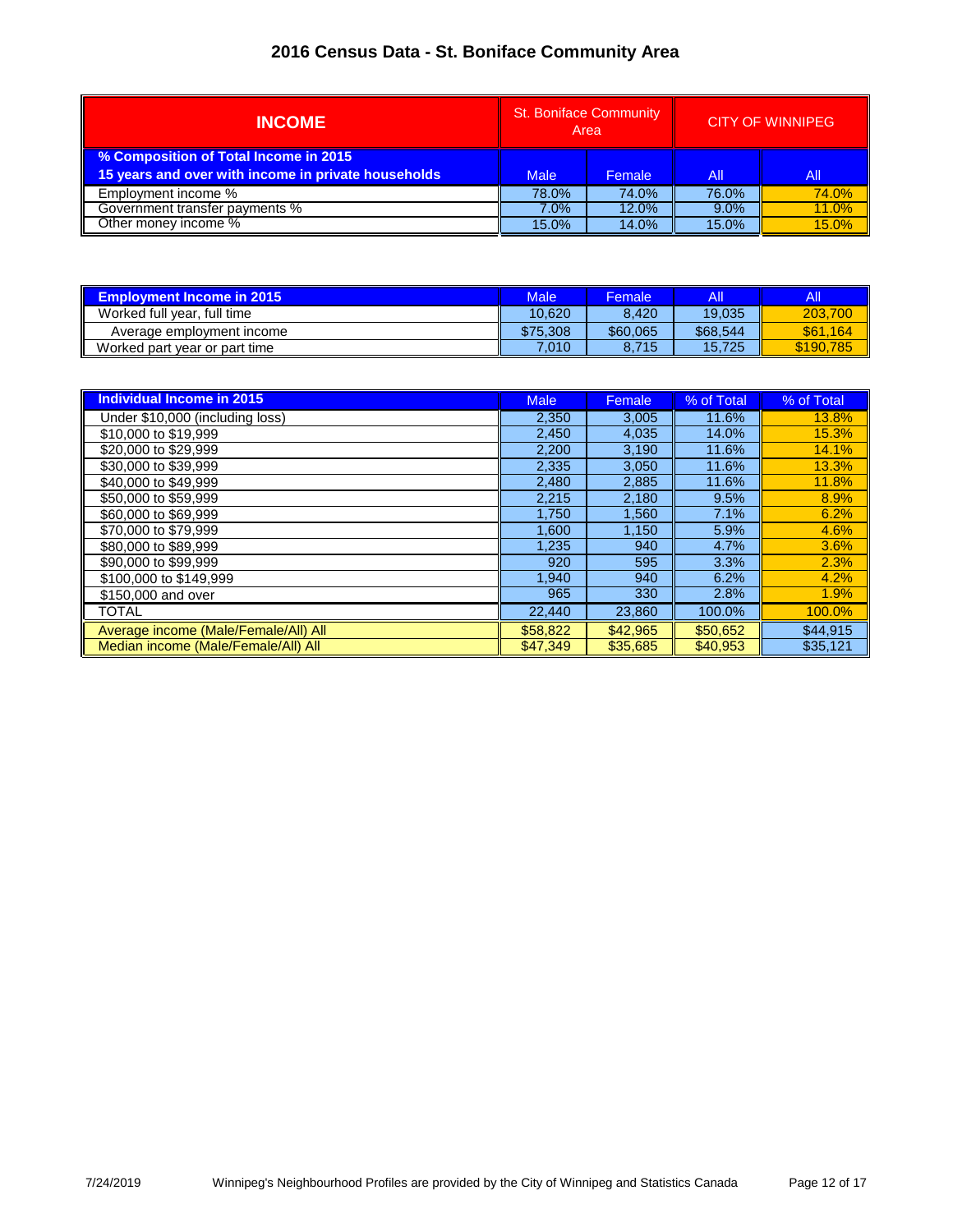# 2016 Census Data - St. Boniface Community Area

| INCOME | St. Boniface Community Area | | CITY OF WINNIPEG | |
|---|---|---|---|---|
| **% Composition of Total Income in 2015 15 years and over with income in private households** | Male | Female | All | All |
| Employment income % | 78.0% | 74.0% | 76.0% | 74.0% |
| Government transfer payments % | 7.0% | 12.0% | 9.0% | 11.0% |
| Other money income % | 15.0% | 14.0% | 15.0% | 15.0% |

| Employment Income in 2015 | Male | Female | All | All |
|---|---|---|---|---|
| Worked full year, full time | 10,620 | 8,420 | 19,035 | 203,700 |
| Average employment income | $75,308 | $60,065 | $68,544 | $61,164 |
| Worked part year or part time | 7,010 | 8,715 | 15,725 | $190,785 |

| Individual Income in 2015 | Male | Female | % of Total | % of Total |
|---|---|---|---|---|
| Under $10,000 (including loss) | 2,350 | 3,005 | 11.6% | 13.8% |
| $10,000 to $19,999 | 2,450 | 4,035 | 14.0% | 15.3% |
| $20,000 to $29,999 | 2,200 | 3,190 | 11.6% | 14.1% |
| $30,000 to $39,999 | 2,335 | 3,050 | 11.6% | 13.3% |
| $40,000 to $49,999 | 2,480 | 2,885 | 11.6% | 11.8% |
| $50,000 to $59,999 | 2,215 | 2,180 | 9.5% | 8.9% |
| $60,000 to $69,999 | 1,750 | 1,560 | 7.1% | 6.2% |
| $70,000 to $79,999 | 1,600 | 1,150 | 5.9% | 4.6% |
| $80,000 to $89,999 | 1,235 | 940 | 4.7% | 3.6% |
| $90,000 to $99,999 | 920 | 595 | 3.3% | 2.3% |
| $100,000 to $149,999 | 1,940 | 940 | 6.2% | 4.2% |
| $150,000 and over | 965 | 330 | 2.8% | 1.9% |
| TOTAL | 22,440 | 23,860 | 100.0% | 100.0% |
| Average income (Male/Female/All) All | $58,822 | $42,965 | $50,652 | $44,915 |
| Median income (Male/Female/All) All | $47,349 | $35,685 | $40,953 | $35,121 |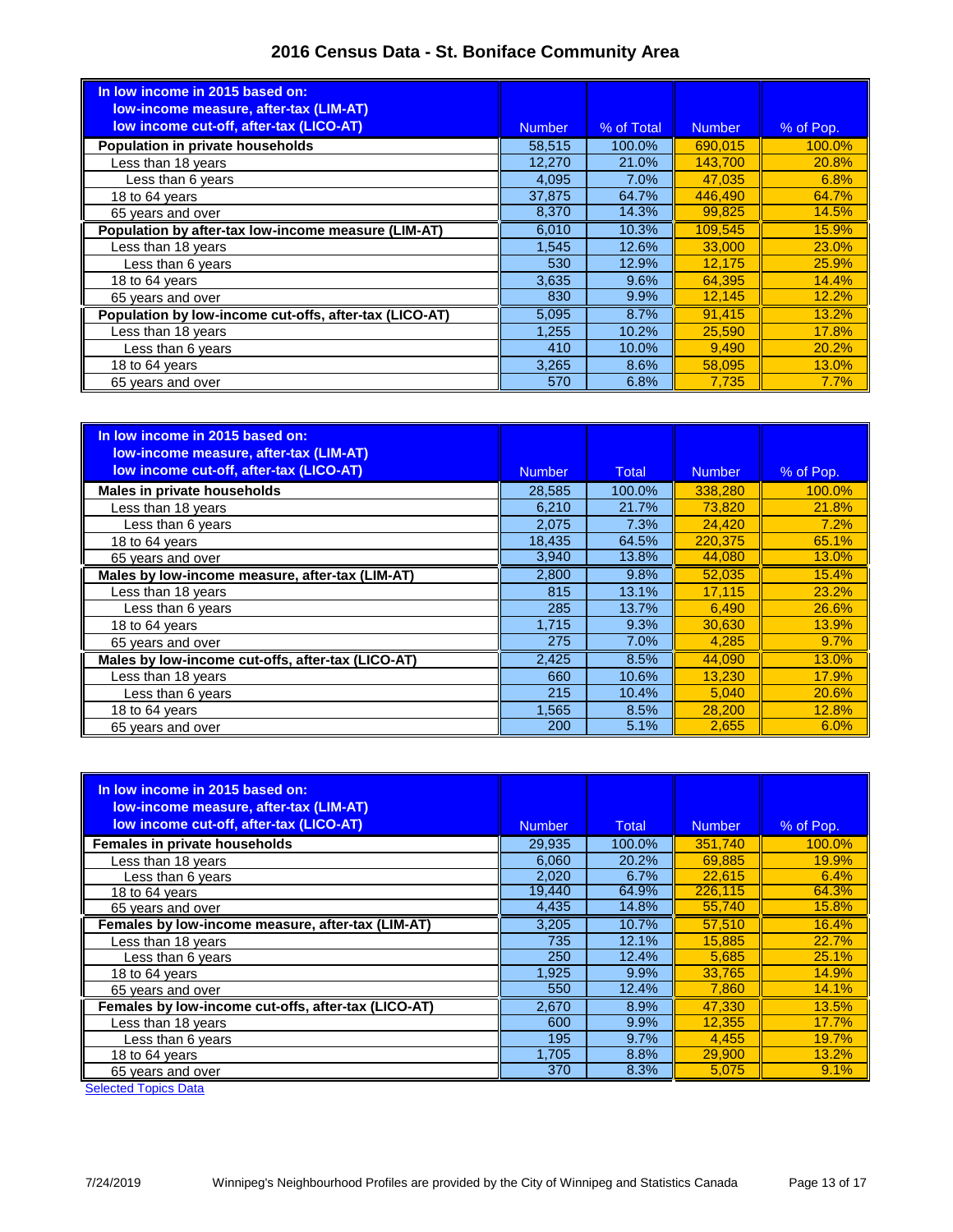# 2016 Census Data - St. Boniface Community Area

| In low income in 2015 based on: low-income measure, after-tax (LIM-AT) low income cut-off, after-tax (LICO-AT) | Number | % of Total | Number | % of Pop. |
|---|---|---|---|---|
| **Population in private households** | 58,515 | 100.0% | 690,015 | 100.0% |
| Less than 18 years | 12,270 | 21.0% | 143,700 | 20.8% |
| Less than 6 years | 4,095 | 7.0% | 47,035 | 6.8% |
| 18 to 64 years | 37,875 | 64.7% | 446,490 | 64.7% |
| 65 years and over | 8,370 | 14.3% | 99,825 | 14.5% |
| **Population by after-tax low-income measure (LIM-AT)** | 6,010 | 10.3% | 109,545 | 15.9% |
| Less than 18 years | 1,545 | 12.6% | 33,000 | 23.0% |
| Less than 6 years | 530 | 12.9% | 12,175 | 25.9% |
| 18 to 64 years | 3,635 | 9.6% | 64,395 | 14.4% |
| 65 years and over | 830 | 9.9% | 12,145 | 12.2% |
| **Population by low-income cut-offs, after-tax (LICO-AT)** | 5,095 | 8.7% | 91,415 | 13.2% |
| Less than 18 years | 1,255 | 10.2% | 25,590 | 17.8% |
| Less than 6 years | 410 | 10.0% | 9,490 | 20.2% |
| 18 to 64 years | 3,265 | 8.6% | 58,095 | 13.0% |
| 65 years and over | 570 | 6.8% | 7,735 | 7.7% |

| In low income in 2015 based on: low-income measure, after-tax (LIM-AT) low income cut-off, after-tax (LICO-AT) | Number | Total | Number | % of Pop. |
|---|---|---|---|---|
| **Males in private households** | 28,585 | 100.0% | 338,280 | 100.0% |
| Less than 18 years | 6,210 | 21.7% | 73,820 | 21.8% |
| Less than 6 years | 2,075 | 7.3% | 24,420 | 7.2% |
| 18 to 64 years | 18,435 | 64.5% | 220,375 | 65.1% |
| 65 years and over | 3,940 | 13.8% | 44,080 | 13.0% |
| **Males by low-income measure, after-tax (LIM-AT)** | 2,800 | 9.8% | 52,035 | 15.4% |
| Less than 18 years | 815 | 13.1% | 17,115 | 23.2% |
| Less than 6 years | 285 | 13.7% | 6,490 | 26.6% |
| 18 to 64 years | 1,715 | 9.3% | 30,630 | 13.9% |
| 65 years and over | 275 | 7.0% | 4,285 | 9.7% |
| **Males by low-income cut-offs, after-tax (LICO-AT)** | 2,425 | 8.5% | 44,090 | 13.0% |
| Less than 18 years | 660 | 10.6% | 13,230 | 17.9% |
| Less than 6 years | 215 | 10.4% | 5,040 | 20.6% |
| 18 to 64 years | 1,565 | 8.5% | 28,200 | 12.8% |
| 65 years and over | 200 | 5.1% | 2,655 | 6.0% |

| In low income in 2015 based on: low-income measure, after-tax (LIM-AT) low income cut-off, after-tax (LICO-AT) | Number | Total | Number | % of Pop. |
|---|---|---|---|---|
| **Females in private households** | 29,935 | 100.0% | 351,740 | 100.0% |
| Less than 18 years | 6,060 | 20.2% | 69,885 | 19.9% |
| Less than 6 years | 2,020 | 6.7% | 22,615 | 6.4% |
| 18 to 64 years | 19,440 | 64.9% | 226,115 | 64.3% |
| 65 years and over | 4,435 | 14.8% | 55,740 | 15.8% |
| **Females by low-income measure, after-tax (LIM-AT)** | 3,205 | 10.7% | 57,510 | 16.4% |
| Less than 18 years | 735 | 12.1% | 15,885 | 22.7% |
| Less than 6 years | 250 | 12.4% | 5,685 | 25.1% |
| 18 to 64 years | 1,925 | 9.9% | 33,765 | 14.9% |
| 65 years and over | 550 | 12.4% | 7,860 | 14.1% |
| **Females by low-income cut-offs, after-tax (LICO-AT)** | 2,670 | 8.9% | 47,330 | 13.5% |
| Less than 18 years | 600 | 9.9% | 12,355 | 17.7% |
| Less than 6 years | 195 | 9.7% | 4,455 | 19.7% |
| 18 to 64 years | 1,705 | 8.8% | 29,900 | 13.2% |
| 65 years and over | 370 | 8.3% | 5,075 | 9.1% |

Selected Topics Data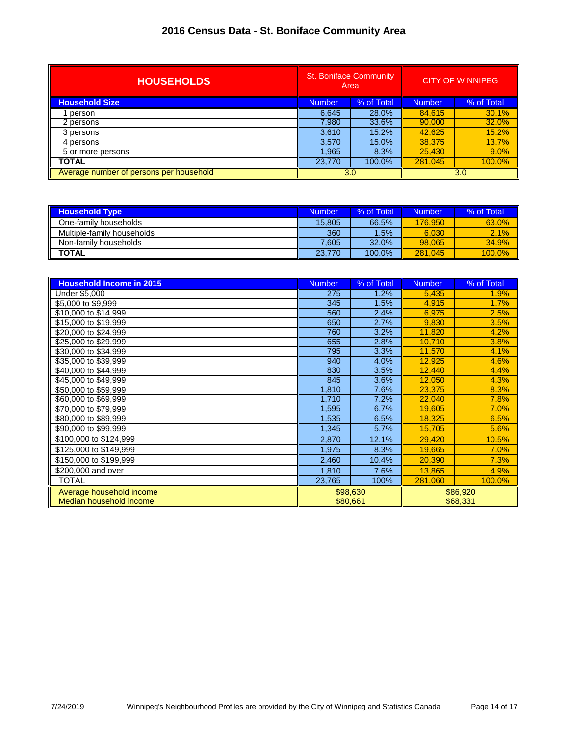# 2016 Census Data - St. Boniface Community Area

| HOUSEHOLDS | St. Boniface Community Area | | CITY OF WINNIPEG | |
|---|---|---|---|---|
| **Household Size** | Number | % of Total | Number | % of Total |
| 1 person | 6,645 | 28.0% | 84,615 | 30.1% |
| 2 persons | 7,980 | 33.6% | 90,000 | 32.0% |
| 3 persons | 3,610 | 15.2% | 42,625 | 15.2% |
| 4 persons | 3,570 | 15.0% | 38,375 | 13.7% |
| 5 or more persons | 1,965 | 8.3% | 25,430 | 9.0% |
| **TOTAL** | 23,770 | 100.0% | 281,045 | 100.0% |
| Average number of persons per household | 3.0 | | 3.0 | |

| Household Type | Number | % of Total | Number | % of Total |
|---|---|---|---|---|
| One-family households | 15,805 | 66.5% | 176,950 | 63.0% |
| Multiple-family households | 360 | 1.5% | 6,030 | 2.1% |
| Non-family households | 7,605 | 32.0% | 98,065 | 34.9% |
| **TOTAL** | 23,770 | 100.0% | 281,045 | 100.0% |

| Household Income in 2015 | Number | % of Total | Number | % of Total |
|---|---|---|---|---|
| Under $5,000 | 275 | 1.2% | 5,435 | 1.9% |
| $5,000 to $9,999 | 345 | 1.5% | 4,915 | 1.7% |
| $10,000 to $14,999 | 560 | 2.4% | 6,975 | 2.5% |
| $15,000 to $19,999 | 650 | 2.7% | 9,830 | 3.5% |
| $20,000 to $24,999 | 760 | 3.2% | 11,820 | 4.2% |
| $25,000 to $29,999 | 655 | 2.8% | 10,710 | 3.8% |
| $30,000 to $34,999 | 795 | 3.3% | 11,570 | 4.1% |
| $35,000 to $39,999 | 940 | 4.0% | 12,925 | 4.6% |
| $40,000 to $44,999 | 830 | 3.5% | 12,440 | 4.4% |
| $45,000 to $49,999 | 845 | 3.6% | 12,050 | 4.3% |
| $50,000 to $59,999 | 1,810 | 7.6% | 23,375 | 8.3% |
| $60,000 to $69,999 | 1,710 | 7.2% | 22,040 | 7.8% |
| $70,000 to $79,999 | 1,595 | 6.7% | 19,605 | 7.0% |
| $80,000 to $89,999 | 1,535 | 6.5% | 18,325 | 6.5% |
| $90,000 to $99,999 | 1,345 | 5.7% | 15,705 | 5.6% |
| $100,000 to $124,999 | 2,870 | 12.1% | 29,420 | 10.5% |
| $125,000 to $149,999 | 1,975 | 8.3% | 19,665 | 7.0% |
| $150,000 to $199,999 | 2,460 | 10.4% | 20,390 | 7.3% |
| $200,000 and over | 1,810 | 7.6% | 13,865 | 4.9% |
| TOTAL | 23,765 | 100% | 281,060 | 100.0% |
| Average household income | $98,630 | | $86,920 | |
| Median household income | $80,661 | | $68,331 | |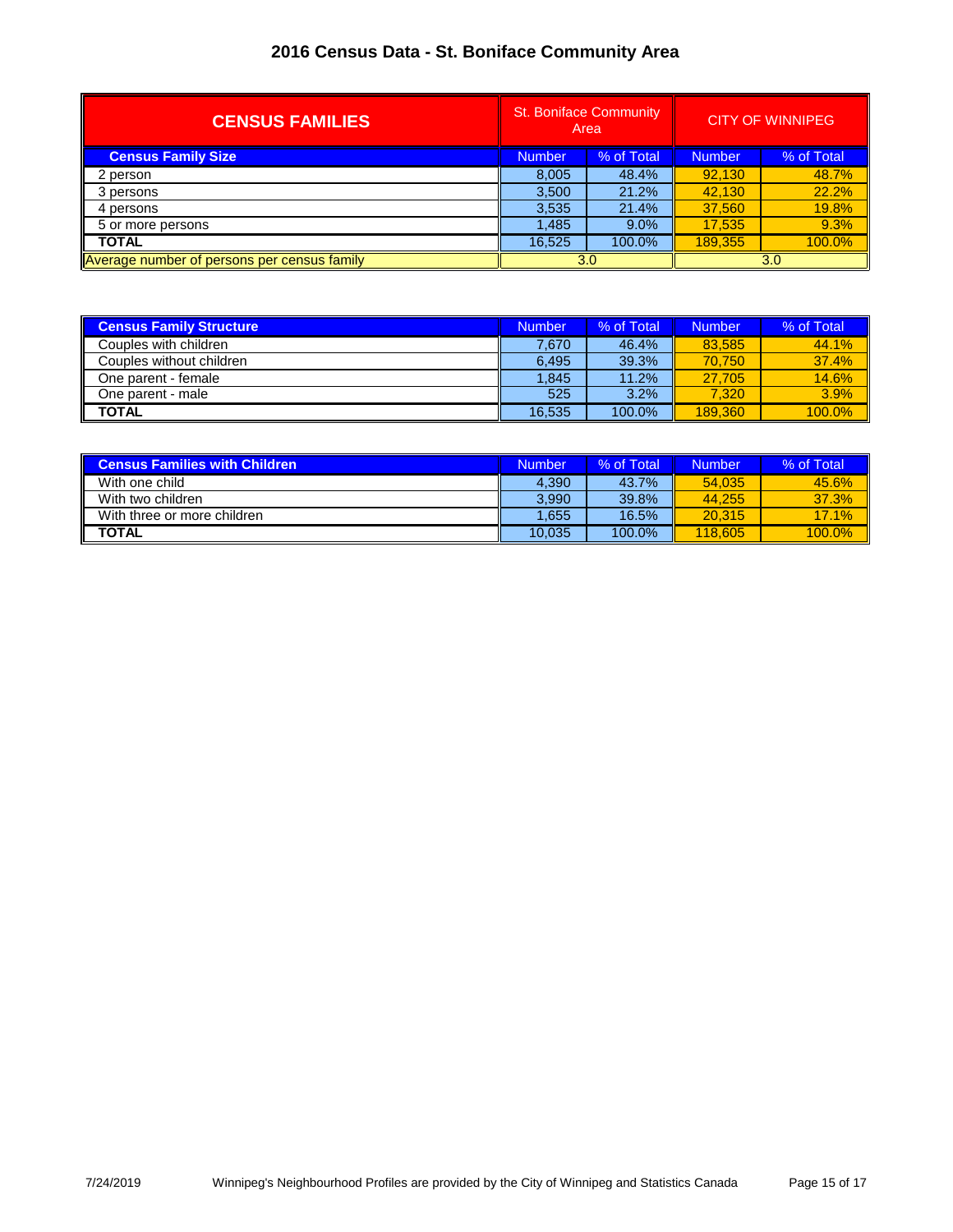# 2016 Census Data - St. Boniface Community Area

| CENSUS FAMILIES | St. Boniface Community Area | | CITY OF WINNIPEG | |
|---|---|---|---|---|
| **Census Family Size** | Number | % of Total | Number | % of Total |
| 2 person | 8,005 | 48.4% | 92,130 | 48.7% |
| 3 persons | 3,500 | 21.2% | 42,130 | 22.2% |
| 4 persons | 3,535 | 21.4% | 37,560 | 19.8% |
| 5 or more persons | 1,485 | 9.0% | 17,535 | 9.3% |
| **TOTAL** | 16,525 | 100.0% | 189,355 | 100.0% |
| Average number of persons per census family | 3.0 | | 3.0 | |

| Census Family Structure | Number | % of Total | Number | % of Total |
|---|---|---|---|---|
| Couples with children | 7,670 | 46.4% | 83,585 | 44.1% |
| Couples without children | 6,495 | 39.3% | 70,750 | 37.4% |
| One parent - female | 1,845 | 11.2% | 27,705 | 14.6% |
| One parent - male | 525 | 3.2% | 7,320 | 3.9% |
| **TOTAL** | 16,535 | 100.0% | 189,360 | 100.0% |

| Census Families with Children | Number | % of Total | Number | % of Total |
|---|---|---|---|---|
| With one child | 4,390 | 43.7% | 54,035 | 45.6% |
| With two children | 3,990 | 39.8% | 44,255 | 37.3% |
| With three or more children | 1,655 | 16.5% | 20,315 | 17.1% |
| **TOTAL** | 10,035 | 100.0% | 118,605 | 100.0% |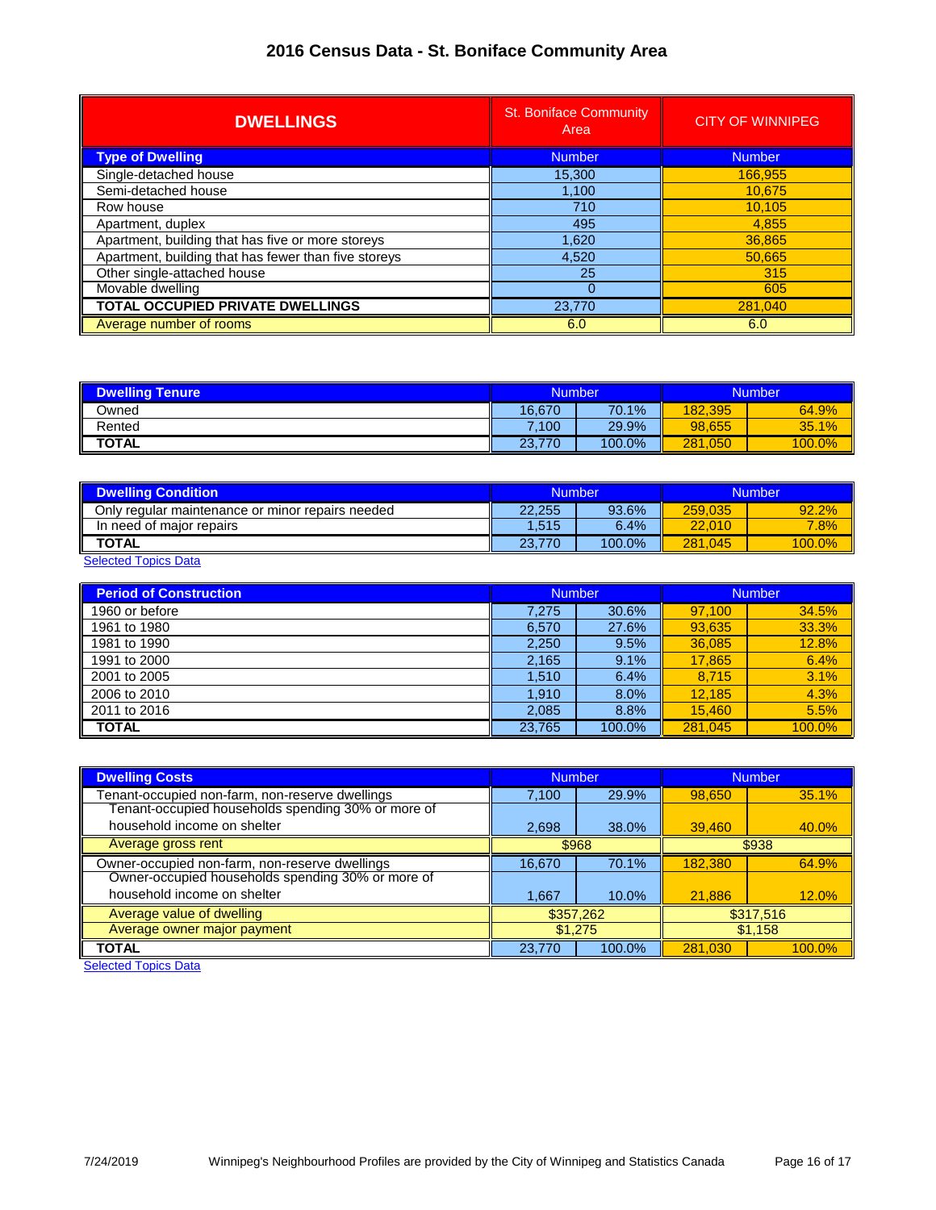# 2016 Census Data - St. Boniface Community Area

| DWELLINGS | St. Boniface Community Area | CITY OF WINNIPEG |
|---|---|---|
| **Type of Dwelling** | Number | Number |
| Single-detached house | 15,300 | 166,955 |
| Semi-detached house | 1,100 | 10,675 |
| Row house | 710 | 10,105 |
| Apartment, duplex | 495 | 4,855 |
| Apartment, building that has five or more storeys | 1,620 | 36,865 |
| Apartment, building that has fewer than five storeys | 4,520 | 50,665 |
| Other single-attached house | 25 | 315 |
| Movable dwelling | 0 | 605 |
| **TOTAL OCCUPIED PRIVATE DWELLINGS** | 23,770 | 281,040 |
| Average number of rooms | 6.0 | 6.0 |

| Dwelling Tenure | Number | | Number | |
|---|---|---|---|---|
| Owned | 16,670 | 70.1% | 182,395 | 64.9% |
| Rented | 7,100 | 29.9% | 98,655 | 35.1% |
| **TOTAL** | 23,770 | 100.0% | 281,050 | 100.0% |

| Dwelling Condition | Number | | Number | |
|---|---|---|---|---|
| Only regular maintenance or minor repairs needed | 22,255 | 93.6% | 259,035 | 92.2% |
| In need of major repairs | 1,515 | 6.4% | 22,010 | 7.8% |
| **TOTAL** | 23,770 | 100.0% | 281,045 | 100.0% |

Selected Topics Data

| Period of Construction | Number | | Number | |
|---|---|---|---|---|
| 1960 or before | 7,275 | 30.6% | 97,100 | 34.5% |
| 1961 to 1980 | 6,570 | 27.6% | 93,635 | 33.3% |
| 1981 to 1990 | 2,250 | 9.5% | 36,085 | 12.8% |
| 1991 to 2000 | 2,165 | 9.1% | 17,865 | 6.4% |
| 2001 to 2005 | 1,510 | 6.4% | 8,715 | 3.1% |
| 2006 to 2010 | 1,910 | 8.0% | 12,185 | 4.3% |
| 2011 to 2016 | 2,085 | 8.8% | 15,460 | 5.5% |
| **TOTAL** | 23,765 | 100.0% | 281,045 | 100.0% |

| Dwelling Costs | Number | | Number | |
|---|---|---|---|---|
| Tenant-occupied non-farm, non-reserve dwellings | 7,100 | 29.9% | 98,650 | 35.1% |
| Tenant-occupied households spending 30% or more of household income on shelter | 2,698 | 38.0% | 39,460 | 40.0% |
| Average gross rent | $968 | | $938 | |
| Owner-occupied non-farm, non-reserve dwellings | 16,670 | 70.1% | 182,380 | 64.9% |
| Owner-occupied households spending 30% or more of household income on shelter | 1,667 | 10.0% | 21,886 | 12.0% |
| Average value of dwelling | $357,262 | | $317,516 | |
| Average owner major payment | $1,275 | | $1,158 | |
| **TOTAL** | 23,770 | 100.0% | 281,030 | 100.0% |

Selected Topics Data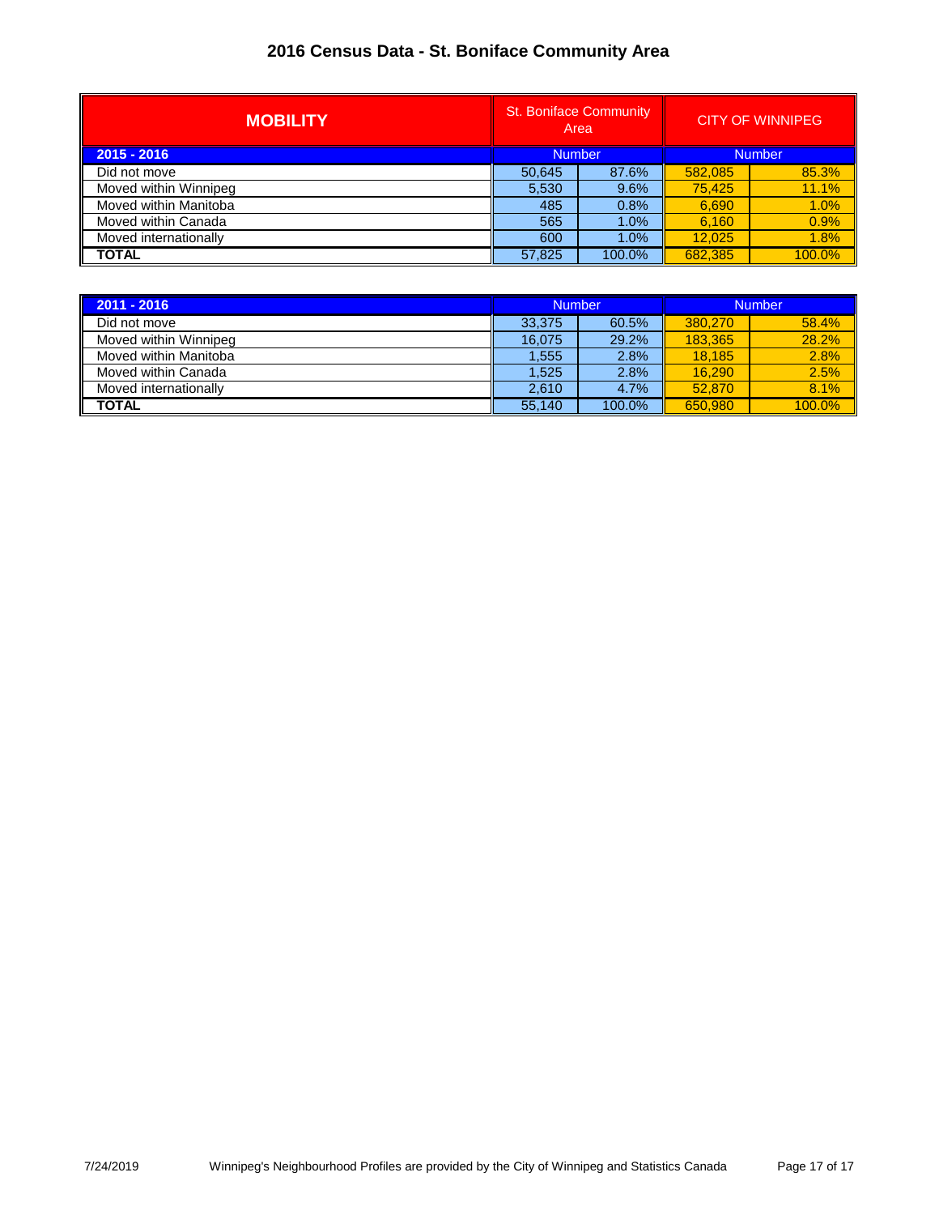# 2016 Census Data - St. Boniface Community Area

| MOBILITY | St. Boniface Community Area | | CITY OF WINNIPEG | |
|---|---|---|---|---|
| **2015 - 2016** | Number | | Number | |
| Did not move | 50,645 | 87.6% | 582,085 | 85.3% |
| Moved within Winnipeg | 5,530 | 9.6% | 75,425 | 11.1% |
| Moved within Manitoba | 485 | 0.8% | 6,690 | 1.0% |
| Moved within Canada | 565 | 1.0% | 6,160 | 0.9% |
| Moved internationally | 600 | 1.0% | 12,025 | 1.8% |
| **TOTAL** | 57,825 | 100.0% | 682,385 | 100.0% |

| **2011 - 2016** | Number | | Number | |
|---|---|---|---|---|
| Did not move | 33,375 | 60.5% | 380,270 | 58.4% |
| Moved within Winnipeg | 16,075 | 29.2% | 183,365 | 28.2% |
| Moved within Manitoba | 1,555 | 2.8% | 18,185 | 2.8% |
| Moved within Canada | 1,525 | 2.8% | 16,290 | 2.5% |
| Moved internationally | 2,610 | 4.7% | 52,870 | 8.1% |
| **TOTAL** | 55,140 | 100.0% | 650,980 | 100.0% |

7/24/2019 Winnipeg's Neighbourhood Profiles are provided by the City of Winnipeg and Statistics Canada